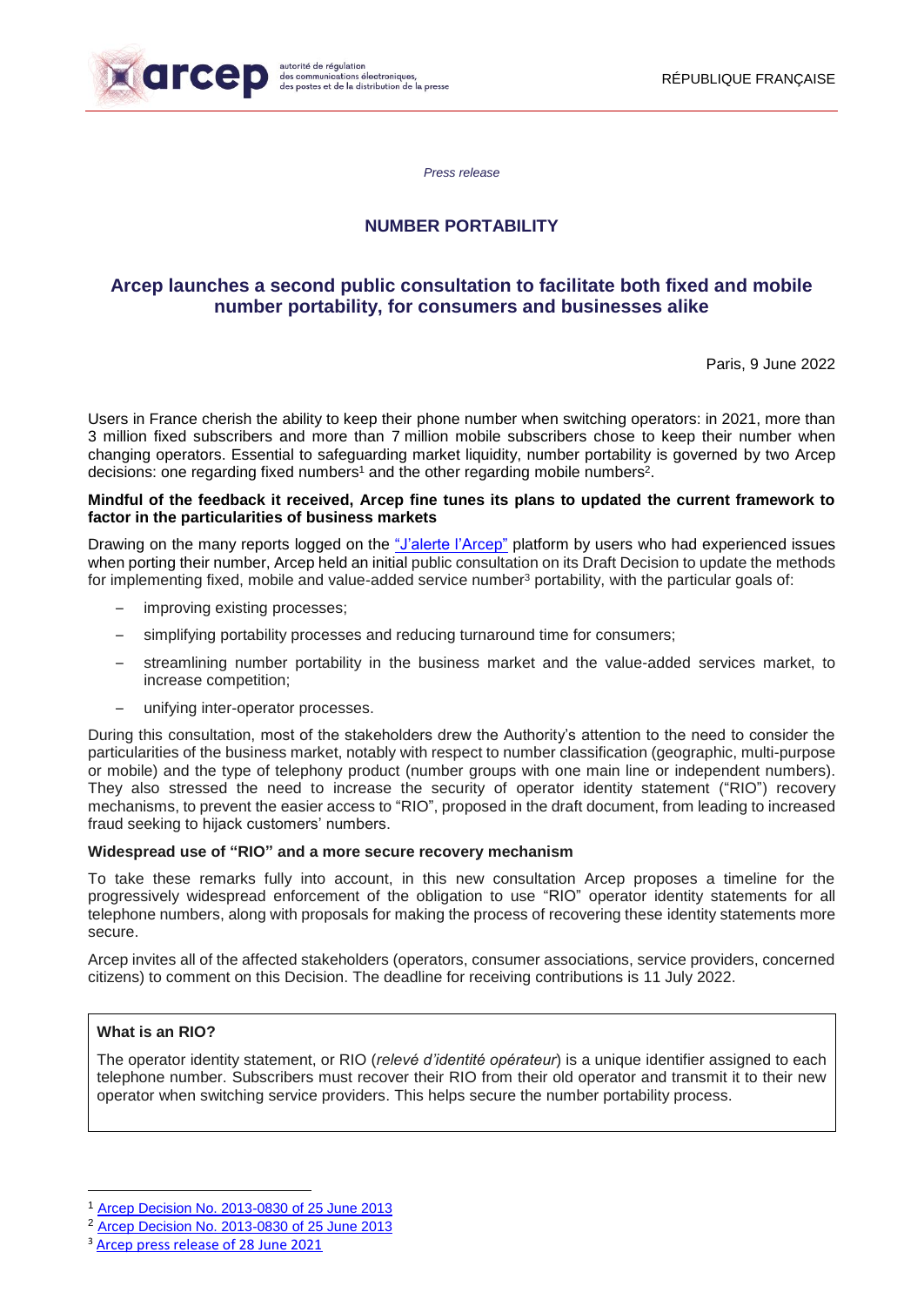*Press release*

## NUMBER PORTABILITY

# Arcep launches a second public consultation to facilitate both fixed and mobile number portability, for consumers and businesses alike

Paris, 9 June 2022

Users in France cherish the ability to keep their phone number when switching operators: in 2021, more than 3 million fixed subscribers and more than 7 million mobile subscribers chose to keep their number when changing operators. Essential to safeguarding market liquidity, number portability is governed by two Arcep decisions: one regarding fixed numbers[1] and the other regarding mobile numbers[2].

**Mindful of the feedback it received, Arcep fine tunes its plans to updated the current framework to factor in the particularities of business markets**

Drawing on the many reports logged on the "J'alerte l'Arcep" platform by users who had experienced issues when porting their number, Arcep held an initial public consultation on its Draft Decision to update the methods for implementing fixed, mobile and value-added service number[3] portability, with the particular goals of:

- improving existing processes;
- simplifying portability processes and reducing turnaround time for consumers;
- streamlining number portability in the business market and the value-added services market, to increase competition;
- unifying inter-operator processes.

During this consultation, most of the stakeholders drew the Authority's attention to the need to consider the particularities of the business market, notably with respect to number classification (geographic, multi-purpose or mobile) and the type of telephony product (number groups with one main line or independent numbers). They also stressed the need to increase the security of operator identity statement ("RIO") recovery mechanisms, to prevent the easier access to "RIO", proposed in the draft document, from leading to increased fraud seeking to hijack customers' numbers.

**Widespread use of "RIO" and a more secure recovery mechanism**

To take these remarks fully into account, in this new consultation Arcep proposes a timeline for the progressively widespread enforcement of the obligation to use "RIO" operator identity statements for all telephone numbers, along with proposals for making the process of recovering these identity statements more secure.

Arcep invites all of the affected stakeholders (operators, consumer associations, service providers, concerned citizens) to comment on this Decision. The deadline for receiving contributions is 11 July 2022.

> **What is an RIO?**
>
> The operator identity statement, or RIO (*relevé d'identité opérateur*) is a unique identifier assigned to each telephone number. Subscribers must recover their RIO from their old operator and transmit it to their new operator when switching service providers. This helps secure the number portability process.

---

[1] Arcep Decision No. 2013-0830 of 25 June 2013

[2] Arcep Decision No. 2013-0830 of 25 June 2013

[3] Arcep press release of 28 June 2021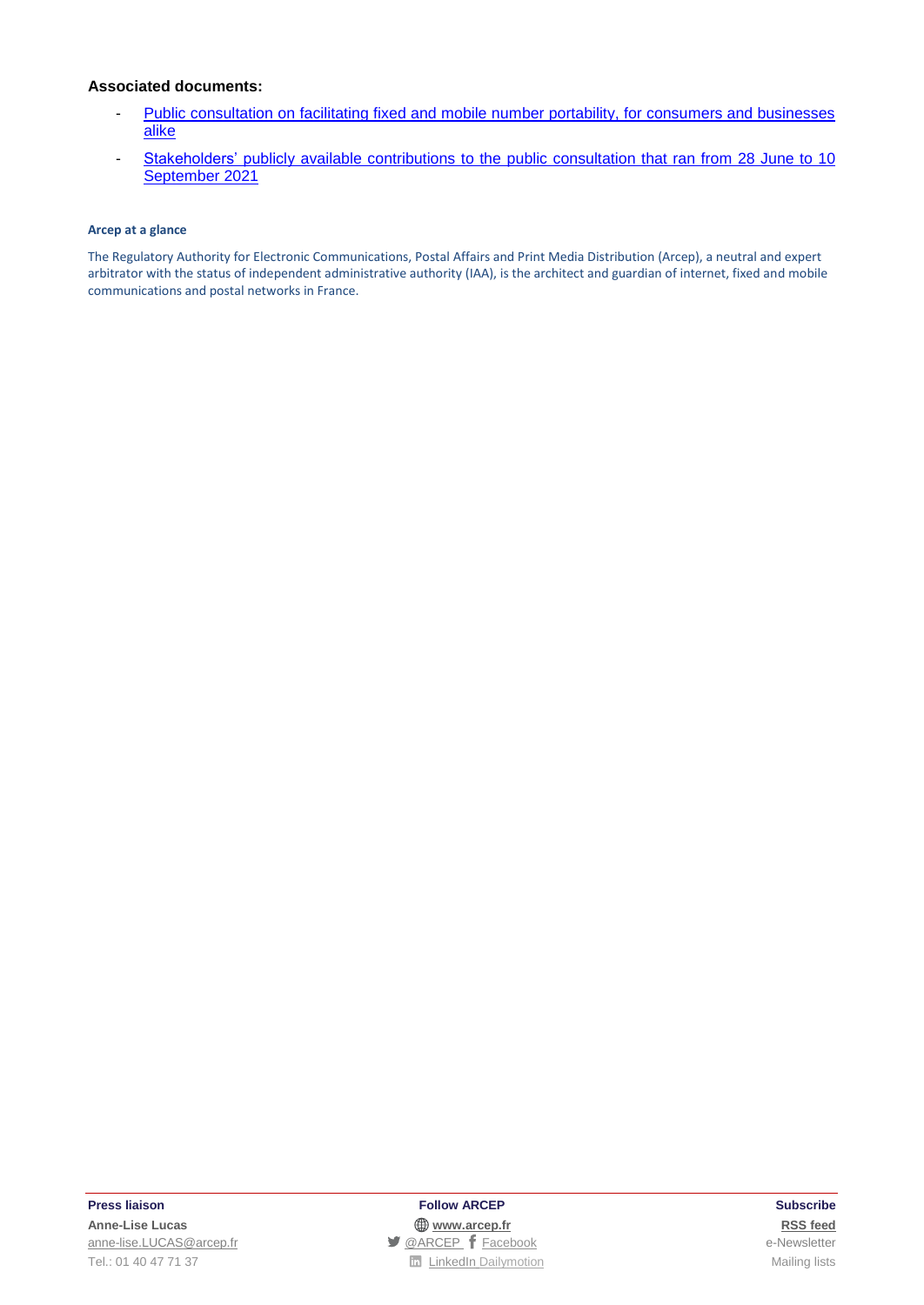**Associated documents:**

- Public consultation on facilitating fixed and mobile number portability, for consumers and businesses alike
- Stakeholders' publicly available contributions to the public consultation that ran from 28 June to 10 September 2021

**Arcep at a glance**

The Regulatory Authority for Electronic Communications, Postal Affairs and Print Media Distribution (Arcep), a neutral and expert arbitrator with the status of independent administrative authority (IAA), is the architect and guardian of internet, fixed and mobile communications and postal networks in France.

**Press liaison**
**Anne-Lise Lucas**
anne-lise.LUCAS@arcep.fr
Tel.: 01 40 47 71 37

**Follow ARCEP**
**www.arcep.fr**
@ARCEP Facebook
LinkedIn Dailymotion

**Subscribe**
**RSS feed**
e-Newsletter
Mailing lists